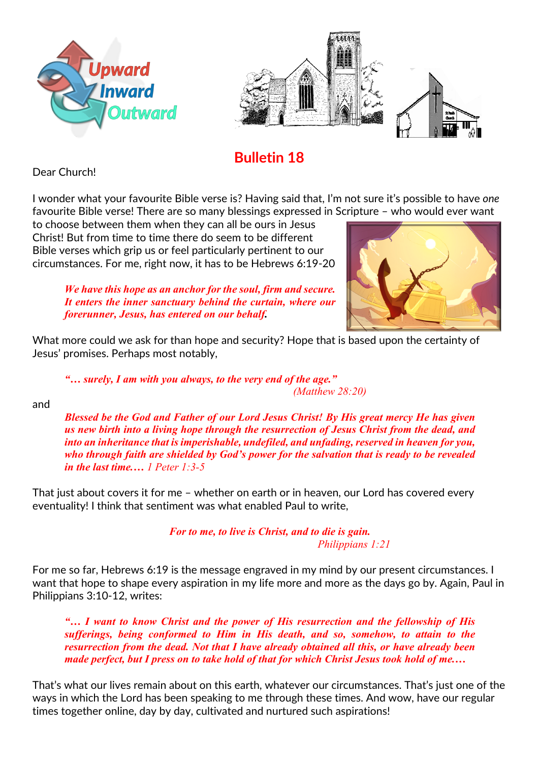# Bulletin 18

Dear Church!

I wonder what your favourite Bible verse is? Having said that, I'm not sure it's possible to have *one* favourite Bible verse! There are so many blessings expressed in Scripture – who would ever want to choose between them when they can all be ours in Jesus Christ! But from time to time there do seem to be different Bible verses which grip us or feel particularly pertinent to our circumstances. For me, right now, it has to be Hebrews 6:19-20

> ***We have this hope as an anchor for the soul, firm and secure. It enters the inner sanctuary behind the curtain, where our forerunner, Jesus, has entered on our behalf.***

What more could we ask for than hope and security? Hope that is based upon the certainty of Jesus' promises. Perhaps most notably,

> ***"… surely, I am with you always, to the very end of the age."***
> *(Matthew 28:20)*

and

> ***Blessed be the God and Father of our Lord Jesus Christ! By His great mercy He has given us new birth into a living hope through the resurrection of Jesus Christ from the dead, and into an inheritance that is imperishable, undefiled, and unfading, reserved in heaven for you, who through faith are shielded by God's power for the salvation that is ready to be revealed in the last time….*** *1 Peter 1:3-5*

That just about covers it for me – whether on earth or in heaven, our Lord has covered every eventuality! I think that sentiment was what enabled Paul to write,

> ***For to me, to live is Christ, and to die is gain.***
> *Philippians 1:21*

For me so far, Hebrews 6:19 is the message engraved in my mind by our present circumstances. I want that hope to shape every aspiration in my life more and more as the days go by. Again, Paul in Philippians 3:10-12, writes:

> ***"… I want to know Christ and the power of His resurrection and the fellowship of His sufferings, being conformed to Him in His death, and so, somehow, to attain to the resurrection from the dead. Not that I have already obtained all this, or have already been made perfect, but I press on to take hold of that for which Christ Jesus took hold of me….***

That's what our lives remain about on this earth, whatever our circumstances. That's just one of the ways in which the Lord has been speaking to me through these times. And wow, have our regular times together online, day by day, cultivated and nurtured such aspirations!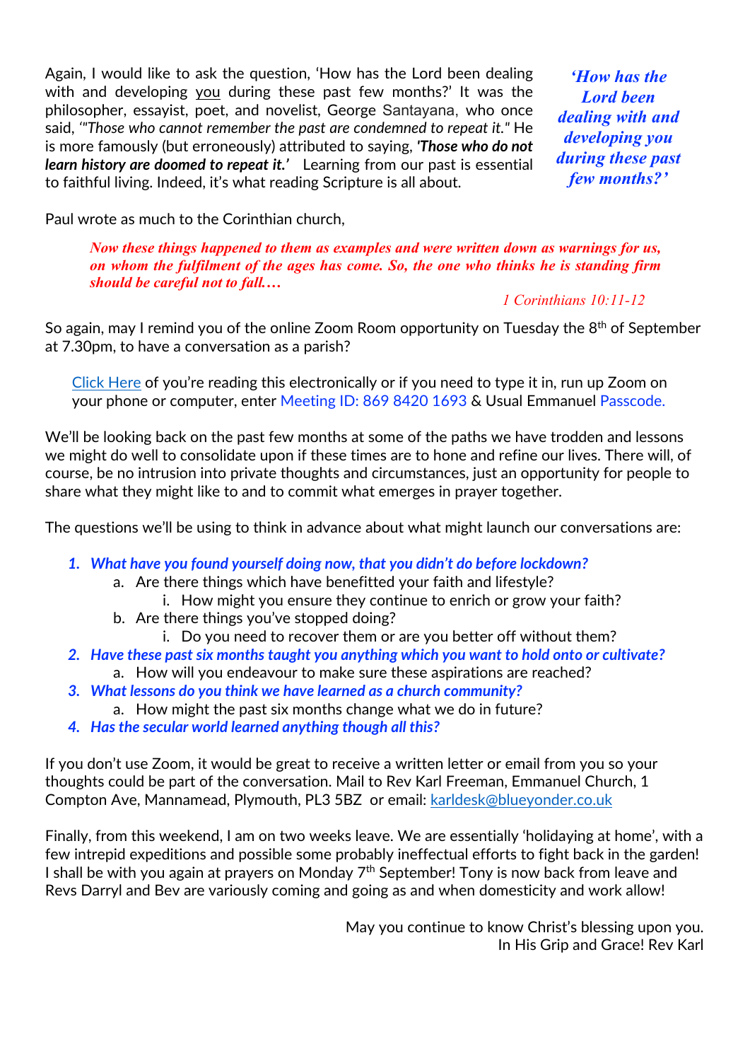Again, I would like to ask the question, 'How has the Lord been dealing with and developing you during these past few months?' It was the philosopher, essayist, poet, and novelist, George Santayana, who once said, *'"Those who cannot remember the past are condemned to repeat it."* He is more famously (but erroneously) attributed to saying, ***'Those who do not learn history are doomed to repeat it.'*** Learning from our past is essential to faithful living. Indeed, it's what reading Scripture is all about.

***'How has the Lord been dealing with and developing you during these past few months?'***

Paul wrote as much to the Corinthian church,

> *Now these things happened to them as examples and were written down as warnings for us, on whom the fulfilment of the ages has come. So, the one who thinks he is standing firm should be careful not to fall….*
>
> 1 Corinthians 10:11-12

So again, may I remind you of the online Zoom Room opportunity on Tuesday the 8th of September at 7.30pm, to have a conversation as a parish?

Click Here of you're reading this electronically or if you need to type it in, run up Zoom on your phone or computer, enter Meeting ID: 869 8420 1693 & Usual Emmanuel Passcode.

We'll be looking back on the past few months at some of the paths we have trodden and lessons we might do well to consolidate upon if these times are to hone and refine our lives. There will, of course, be no intrusion into private thoughts and circumstances, just an opportunity for people to share what they might like to and to commit what emerges in prayer together.

The questions we'll be using to think in advance about what might launch our conversations are:

1. ***What have you found yourself doing now, that you didn't do before lockdown?***
   a. Are there things which have benefitted your faith and lifestyle?
      i. How might you ensure they continue to enrich or grow your faith?
   b. Are there things you've stopped doing?
      i. Do you need to recover them or are you better off without them?
2. ***Have these past six months taught you anything which you want to hold onto or cultivate?***
   a. How will you endeavour to make sure these aspirations are reached?
3. ***What lessons do you think we have learned as a church community?***
   a. How might the past six months change what we do in future?
4. ***Has the secular world learned anything though all this?***

If you don't use Zoom, it would be great to receive a written letter or email from you so your thoughts could be part of the conversation. Mail to Rev Karl Freeman, Emmanuel Church, 1 Compton Ave, Mannamead, Plymouth, PL3 5BZ or email: karldesk@blueyonder.co.uk

Finally, from this weekend, I am on two weeks leave. We are essentially 'holidaying at home', with a few intrepid expeditions and possible some probably ineffectual efforts to fight back in the garden! I shall be with you again at prayers on Monday 7th September! Tony is now back from leave and Revs Darryl and Bev are variously coming and going as and when domesticity and work allow!

May you continue to know Christ's blessing upon you.
In His Grip and Grace! Rev Karl